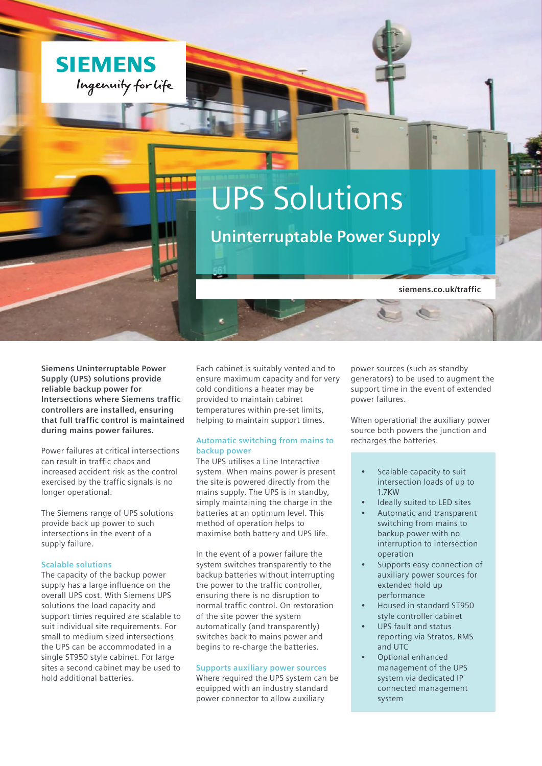SIEMENS

Ingenuity for life

# UPS Solutions

## Uninterruptable Power Supply

siemens.co.uk/traffic

**Siemens Uninterruptable Power Supply (UPS) solutions provide reliable backup power for Intersections where Siemens traffic controllers are installed, ensuring that full traffic control is maintained during mains power failures.**

Power failures at critical intersections can result in traffic chaos and increased accident risk as the control exercised by the traffic signals is no longer operational.

The Siemens range of UPS solutions provide back up power to such intersections in the event of a supply failure.

### Scalable solutions

The capacity of the backup power supply has a large influence on the overall UPS cost. With Siemens UPS solutions the load capacity and support times required are scalable to suit individual site requirements. For small to medium sized intersections the UPS can be accommodated in a single ST950 style cabinet. For large sites a second cabinet may be used to hold additional batteries.

Each cabinet is suitably vented and to ensure maximum capacity and for very cold conditions a heater may be provided to maintain cabinet temperatures within pre-set limits, helping to maintain support times.

### Automatic switching from mains to backup power

The UPS utilises a Line Interactive system. When mains power is present the site is powered directly from the mains supply. The UPS is in standby, simply maintaining the charge in the batteries at an optimum level. This method of operation helps to maximise both battery and UPS life.

In the event of a power failure the system switches transparently to the backup batteries without interrupting the power to the traffic controller, ensuring there is no disruption to normal traffic control. On restoration of the site power the system automatically (and transparently) switches back to mains power and begins to re-charge the batteries.

### Supports auxiliary power sources

Where required the UPS system can be equipped with an industry standard power connector to allow auxiliary power sources (such as standby generators) to be used to augment the support time in the event of extended power failures.

When operational the auxiliary power source both powers the junction and recharges the batteries.

- Scalable capacity to suit intersection loads of up to 1.7KW
- Ideally suited to LED sites
- Automatic and transparent switching from mains to backup power with no interruption to intersection operation
- Supports easy connection of auxiliary power sources for extended hold up performance
- Housed in standard ST950 style controller cabinet
- UPS fault and status reporting via Stratos, RMS and UTC
- Optional enhanced management of the UPS system via dedicated IP connected management system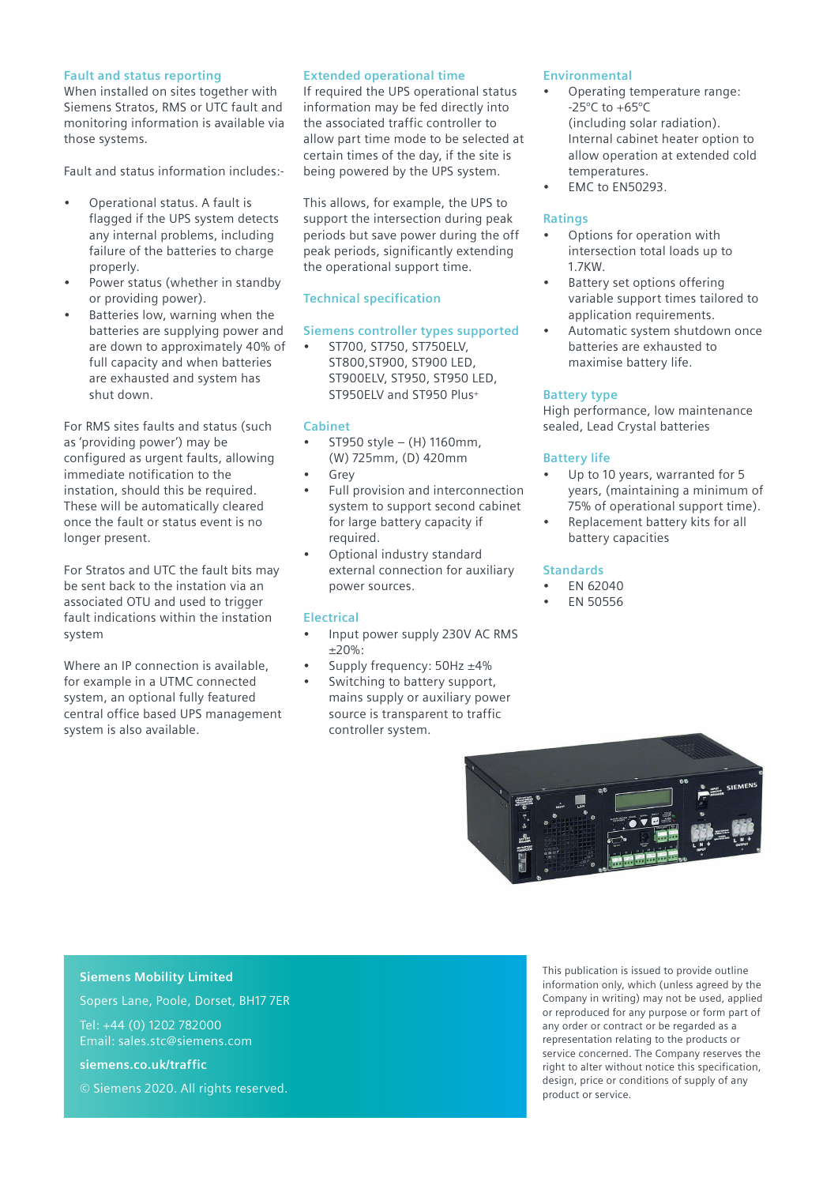## Fault and status reporting

When installed on sites together with Siemens Stratos, RMS or UTC fault and monitoring information is available via those systems.

Fault and status information includes:-

- Operational status. A fault is flagged if the UPS system detects any internal problems, including failure of the batteries to charge properly.
- Power status (whether in standby or providing power).
- Batteries low, warning when the batteries are supplying power and are down to approximately 40% of full capacity and when batteries are exhausted and system has shut down.

For RMS sites faults and status (such as 'providing power') may be configured as urgent faults, allowing immediate notification to the instation, should this be required. These will be automatically cleared once the fault or status event is no longer present.

For Stratos and UTC the fault bits may be sent back to the instation via an associated OTU and used to trigger fault indications within the instation system

Where an IP connection is available, for example in a UTMC connected system, an optional fully featured central office based UPS management system is also available.

## Extended operational time

If required the UPS operational status information may be fed directly into the associated traffic controller to allow part time mode to be selected at certain times of the day, if the site is being powered by the UPS system.

This allows, for example, the UPS to support the intersection during peak periods but save power during the off peak periods, significantly extending the operational support time.

## Technical specification

### Siemens controller types supported

- ST700, ST750, ST750ELV, ST800,ST900, ST900 LED, ST900ELV, ST950, ST950 LED, ST950ELV and ST950 Plus+

### Cabinet

- ST950 style – (H) 1160mm, (W) 725mm, (D) 420mm
- Grey
- Full provision and interconnection system to support second cabinet for large battery capacity if required.
- Optional industry standard external connection for auxiliary power sources.

### Electrical

- Input power supply 230V AC RMS ±20%:
- Supply frequency: 50Hz ±4%
- Switching to battery support, mains supply or auxiliary power source is transparent to traffic controller system.

### Environmental

- Operating temperature range: -25°C to +65°C (including solar radiation). Internal cabinet heater option to allow operation at extended cold temperatures.
- EMC to EN50293.

### Ratings

- Options for operation with intersection total loads up to 1.7KW.
- Battery set options offering variable support times tailored to application requirements.
- Automatic system shutdown once batteries are exhausted to maximise battery life.

### Battery type

High performance, low maintenance sealed, Lead Crystal batteries

### Battery life

- Up to 10 years, warranted for 5 years, (maintaining a minimum of 75% of operational support time).
- Replacement battery kits for all battery capacities

### Standards

- EN 62040
- EN 50556

**Siemens Mobility Limited**

Sopers Lane, Poole, Dorset, BH17 7ER

Tel: +44 (0) 1202 782000
Email: sales.stc@siemens.com

**siemens.co.uk/traffic**

© Siemens 2020. All rights reserved.

This publication is issued to provide outline information only, which (unless agreed by the Company in writing) may not be used, applied or reproduced for any purpose or form part of any order or contract or be regarded as a representation relating to the products or service concerned. The Company reserves the right to alter without notice this specification, design, price or conditions of supply of any product or service.